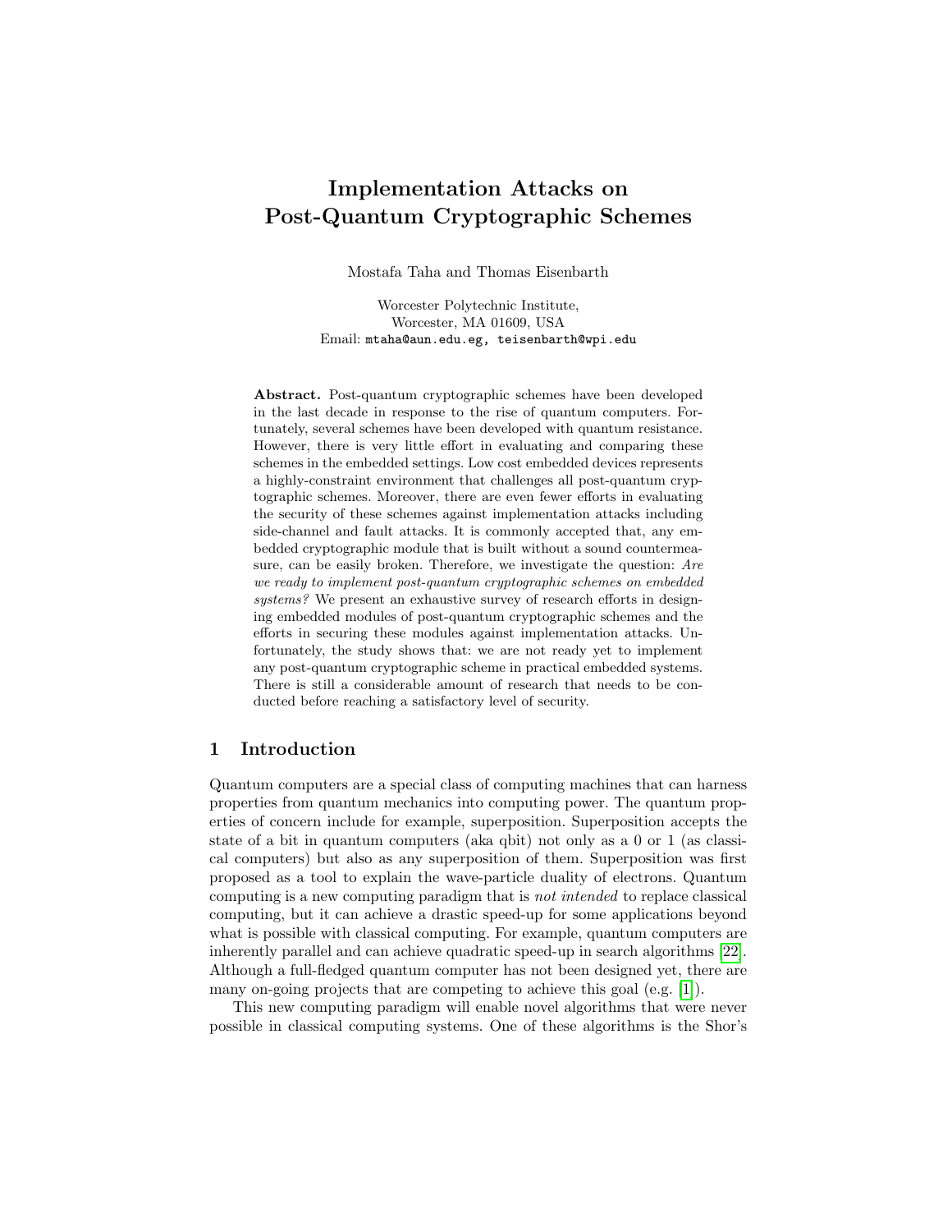# Implementation Attacks on Post-Quantum Cryptographic Schemes

Mostafa Taha and Thomas Eisenbarth

Worcester Polytechnic Institute,
Worcester, MA 01609, USA
Email: mtaha@aun.edu.eg, teisenbarth@wpi.edu

**Abstract.** Post-quantum cryptographic schemes have been developed in the last decade in response to the rise of quantum computers. Fortunately, several schemes have been developed with quantum resistance. However, there is very little effort in evaluating and comparing these schemes in the embedded settings. Low cost embedded devices represents a highly-constraint environment that challenges all post-quantum cryptographic schemes. Moreover, there are even fewer efforts in evaluating the security of these schemes against implementation attacks including side-channel and fault attacks. It is commonly accepted that, any embedded cryptographic module that is built without a sound countermeasure, can be easily broken. Therefore, we investigate the question: *Are we ready to implement post-quantum cryptographic schemes on embedded systems?* We present an exhaustive survey of research efforts in designing embedded modules of post-quantum cryptographic schemes and the efforts in securing these modules against implementation attacks. Unfortunately, the study shows that: we are not ready yet to implement any post-quantum cryptographic scheme in practical embedded systems. There is still a considerable amount of research that needs to be conducted before reaching a satisfactory level of security.

## 1 Introduction

Quantum computers are a special class of computing machines that can harness properties from quantum mechanics into computing power. The quantum properties of concern include for example, superposition. Superposition accepts the state of a bit in quantum computers (aka qbit) not only as a 0 or 1 (as classical computers) but also as any superposition of them. Superposition was first proposed as a tool to explain the wave-particle duality of electrons. Quantum computing is a new computing paradigm that is *not intended* to replace classical computing, but it can achieve a drastic speed-up for some applications beyond what is possible with classical computing. For example, quantum computers are inherently parallel and can achieve quadratic speed-up in search algorithms [22]. Although a full-fledged quantum computer has not been designed yet, there are many on-going projects that are competing to achieve this goal (e.g. [1]).

This new computing paradigm will enable novel algorithms that were never possible in classical computing systems. One of these algorithms is the Shor's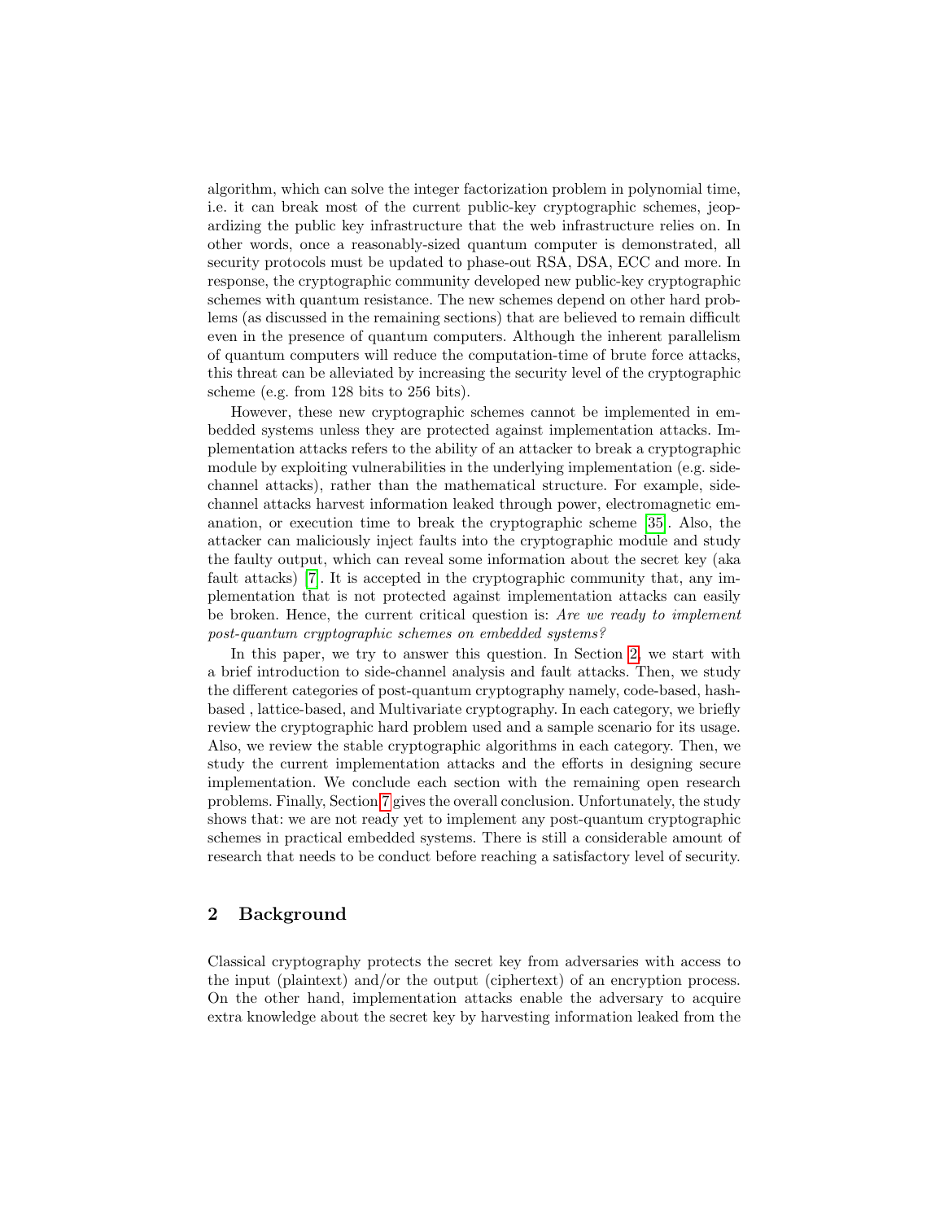algorithm, which can solve the integer factorization problem in polynomial time, i.e. it can break most of the current public-key cryptographic schemes, jeopardizing the public key infrastructure that the web infrastructure relies on. In other words, once a reasonably-sized quantum computer is demonstrated, all security protocols must be updated to phase-out RSA, DSA, ECC and more. In response, the cryptographic community developed new public-key cryptographic schemes with quantum resistance. The new schemes depend on other hard problems (as discussed in the remaining sections) that are believed to remain difficult even in the presence of quantum computers. Although the inherent parallelism of quantum computers will reduce the computation-time of brute force attacks, this threat can be alleviated by increasing the security level of the cryptographic scheme (e.g. from 128 bits to 256 bits).

However, these new cryptographic schemes cannot be implemented in embedded systems unless they are protected against implementation attacks. Implementation attacks refers to the ability of an attacker to break a cryptographic module by exploiting vulnerabilities in the underlying implementation (e.g. side-channel attacks), rather than the mathematical structure. For example, side-channel attacks harvest information leaked through power, electromagnetic emanation, or execution time to break the cryptographic scheme [35]. Also, the attacker can maliciously inject faults into the cryptographic module and study the faulty output, which can reveal some information about the secret key (aka fault attacks) [7]. It is accepted in the cryptographic community that, any implementation that is not protected against implementation attacks can easily be broken. Hence, the current critical question is: *Are we ready to implement post-quantum cryptographic schemes on embedded systems?*

In this paper, we try to answer this question. In Section 2, we start with a brief introduction to side-channel analysis and fault attacks. Then, we study the different categories of post-quantum cryptography namely, code-based, hash-based , lattice-based, and Multivariate cryptography. In each category, we briefly review the cryptographic hard problem used and a sample scenario for its usage. Also, we review the stable cryptographic algorithms in each category. Then, we study the current implementation attacks and the efforts in designing secure implementation. We conclude each section with the remaining open research problems. Finally, Section 7 gives the overall conclusion. Unfortunately, the study shows that: we are not ready yet to implement any post-quantum cryptographic schemes in practical embedded systems. There is still a considerable amount of research that needs to be conduct before reaching a satisfactory level of security.

## 2 Background

Classical cryptography protects the secret key from adversaries with access to the input (plaintext) and/or the output (ciphertext) of an encryption process. On the other hand, implementation attacks enable the adversary to acquire extra knowledge about the secret key by harvesting information leaked from the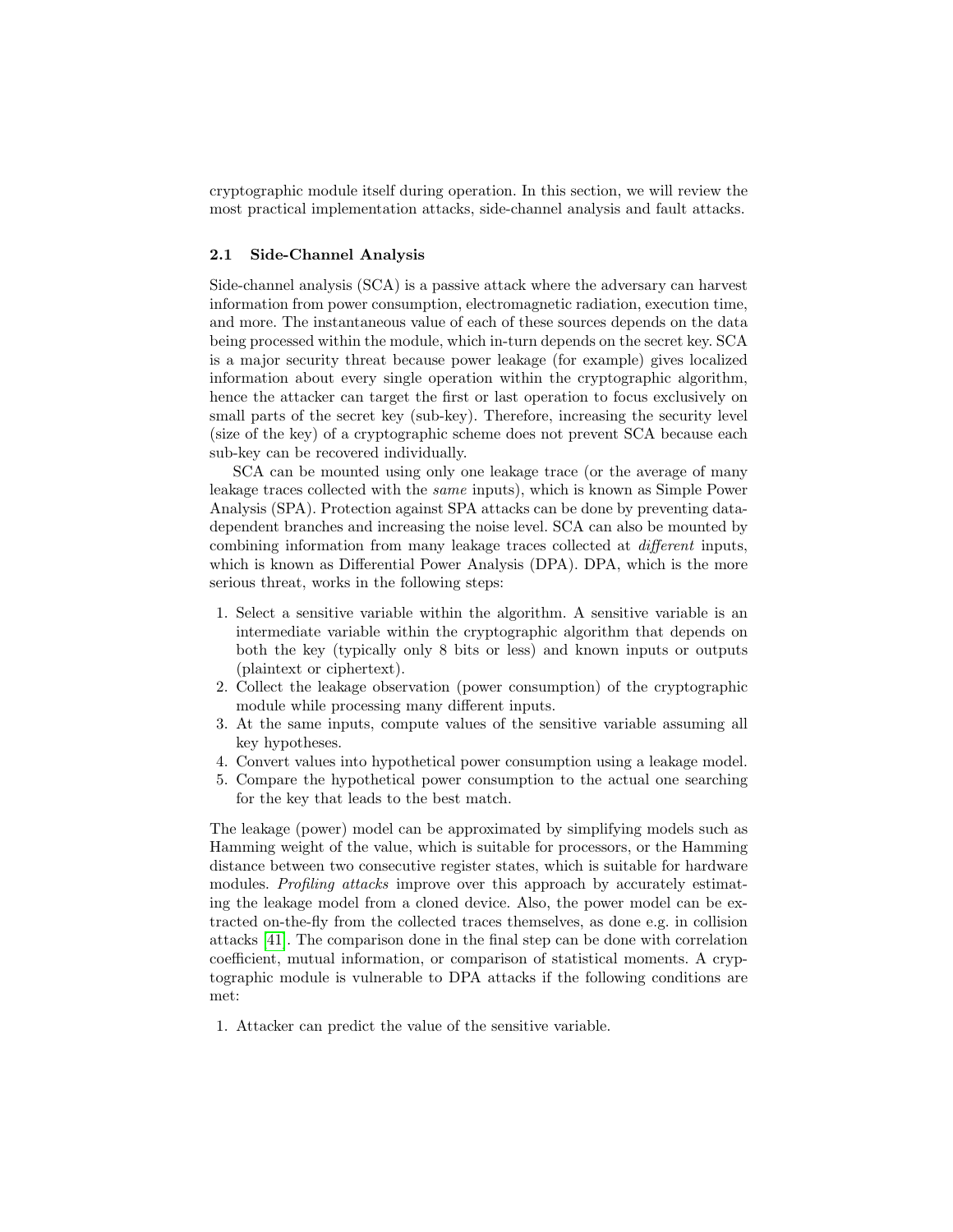cryptographic module itself during operation. In this section, we will review the most practical implementation attacks, side-channel analysis and fault attacks.

### 2.1 Side-Channel Analysis

Side-channel analysis (SCA) is a passive attack where the adversary can harvest information from power consumption, electromagnetic radiation, execution time, and more. The instantaneous value of each of these sources depends on the data being processed within the module, which in-turn depends on the secret key. SCA is a major security threat because power leakage (for example) gives localized information about every single operation within the cryptographic algorithm, hence the attacker can target the first or last operation to focus exclusively on small parts of the secret key (sub-key). Therefore, increasing the security level (size of the key) of a cryptographic scheme does not prevent SCA because each sub-key can be recovered individually.

SCA can be mounted using only one leakage trace (or the average of many leakage traces collected with the *same* inputs), which is known as Simple Power Analysis (SPA). Protection against SPA attacks can be done by preventing data-dependent branches and increasing the noise level. SCA can also be mounted by combining information from many leakage traces collected at *different* inputs, which is known as Differential Power Analysis (DPA). DPA, which is the more serious threat, works in the following steps:

1. Select a sensitive variable within the algorithm. A sensitive variable is an intermediate variable within the cryptographic algorithm that depends on both the key (typically only 8 bits or less) and known inputs or outputs (plaintext or ciphertext).
2. Collect the leakage observation (power consumption) of the cryptographic module while processing many different inputs.
3. At the same inputs, compute values of the sensitive variable assuming all key hypotheses.
4. Convert values into hypothetical power consumption using a leakage model.
5. Compare the hypothetical power consumption to the actual one searching for the key that leads to the best match.

The leakage (power) model can be approximated by simplifying models such as Hamming weight of the value, which is suitable for processors, or the Hamming distance between two consecutive register states, which is suitable for hardware modules. *Profiling attacks* improve over this approach by accurately estimating the leakage model from a cloned device. Also, the power model can be extracted on-the-fly from the collected traces themselves, as done e.g. in collision attacks [41]. The comparison done in the final step can be done with correlation coefficient, mutual information, or comparison of statistical moments. A cryptographic module is vulnerable to DPA attacks if the following conditions are met:

1. Attacker can predict the value of the sensitive variable.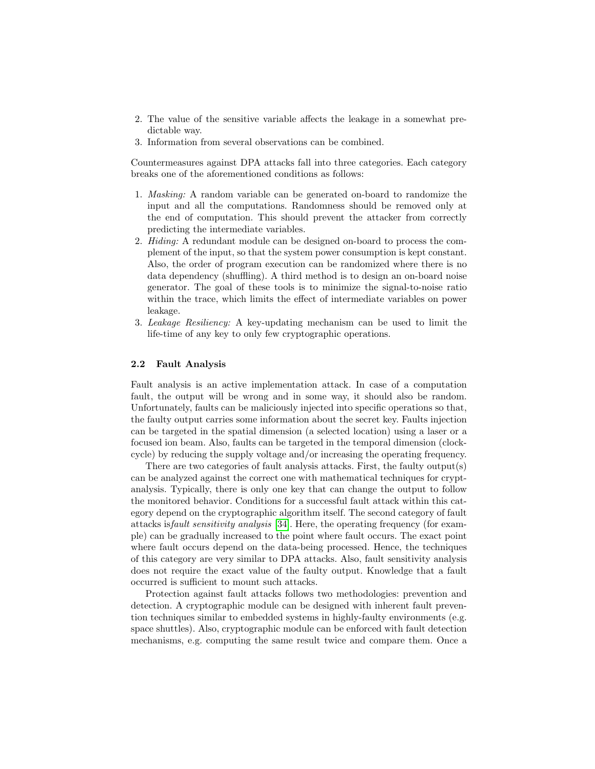2. The value of the sensitive variable affects the leakage in a somewhat predictable way.
3. Information from several observations can be combined.

Countermeasures against DPA attacks fall into three categories. Each category breaks one of the aforementioned conditions as follows:

1. *Masking:* A random variable can be generated on-board to randomize the input and all the computations. Randomness should be removed only at the end of computation. This should prevent the attacker from correctly predicting the intermediate variables.
2. *Hiding:* A redundant module can be designed on-board to process the complement of the input, so that the system power consumption is kept constant. Also, the order of program execution can be randomized where there is no data dependency (shuffling). A third method is to design an on-board noise generator. The goal of these tools is to minimize the signal-to-noise ratio within the trace, which limits the effect of intermediate variables on power leakage.
3. *Leakage Resiliency:* A key-updating mechanism can be used to limit the life-time of any key to only few cryptographic operations.

### 2.2 Fault Analysis

Fault analysis is an active implementation attack. In case of a computation fault, the output will be wrong and in some way, it should also be random. Unfortunately, faults can be maliciously injected into specific operations so that, the faulty output carries some information about the secret key. Faults injection can be targeted in the spatial dimension (a selected location) using a laser or a focused ion beam. Also, faults can be targeted in the temporal dimension (clock-cycle) by reducing the supply voltage and/or increasing the operating frequency.

There are two categories of fault analysis attacks. First, the faulty output(s) can be analyzed against the correct one with mathematical techniques for cryptanalysis. Typically, there is only one key that can change the output to follow the monitored behavior. Conditions for a successful fault attack within this category depend on the cryptographic algorithm itself. The second category of fault attacks is*fault sensitivity analysis* [34]. Here, the operating frequency (for example) can be gradually increased to the point where fault occurs. The exact point where fault occurs depend on the data-being processed. Hence, the techniques of this category are very similar to DPA attacks. Also, fault sensitivity analysis does not require the exact value of the faulty output. Knowledge that a fault occurred is sufficient to mount such attacks.

Protection against fault attacks follows two methodologies: prevention and detection. A cryptographic module can be designed with inherent fault prevention techniques similar to embedded systems in highly-faulty environments (e.g. space shuttles). Also, cryptographic module can be enforced with fault detection mechanisms, e.g. computing the same result twice and compare them. Once a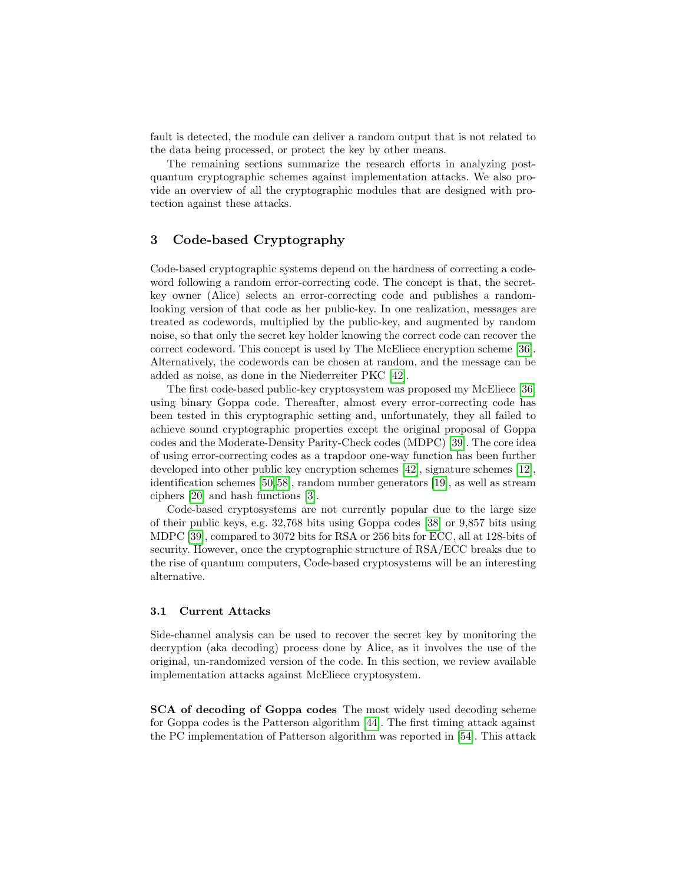fault is detected, the module can deliver a random output that is not related to the data being processed, or protect the key by other means.

The remaining sections summarize the research efforts in analyzing post-quantum cryptographic schemes against implementation attacks. We also provide an overview of all the cryptographic modules that are designed with protection against these attacks.

## 3 Code-based Cryptography

Code-based cryptographic systems depend on the hardness of correcting a codeword following a random error-correcting code. The concept is that, the secret-key owner (Alice) selects an error-correcting code and publishes a random-looking version of that code as her public-key. In one realization, messages are treated as codewords, multiplied by the public-key, and augmented by random noise, so that only the secret key holder knowing the correct code can recover the correct codeword. This concept is used by The McEliece encryption scheme [36]. Alternatively, the codewords can be chosen at random, and the message can be added as noise, as done in the Niederreiter PKC [42].

The first code-based public-key cryptosystem was proposed my McEliece [36] using binary Goppa code. Thereafter, almost every error-correcting code has been tested in this cryptographic setting and, unfortunately, they all failed to achieve sound cryptographic properties except the original proposal of Goppa codes and the Moderate-Density Parity-Check codes (MDPC) [39]. The core idea of using error-correcting codes as a trapdoor one-way function has been further developed into other public key encryption schemes [42], signature schemes [12], identification schemes [50,58], random number generators [19], as well as stream ciphers [20] and hash functions [3].

Code-based cryptosystems are not currently popular due to the large size of their public keys, e.g. 32,768 bits using Goppa codes [38] or 9,857 bits using MDPC [39], compared to 3072 bits for RSA or 256 bits for ECC, all at 128-bits of security. However, once the cryptographic structure of RSA/ECC breaks due to the rise of quantum computers, Code-based cryptosystems will be an interesting alternative.

### 3.1 Current Attacks

Side-channel analysis can be used to recover the secret key by monitoring the decryption (aka decoding) process done by Alice, as it involves the use of the original, un-randomized version of the code. In this section, we review available implementation attacks against McEliece cryptosystem.

**SCA of decoding of Goppa codes** The most widely used decoding scheme for Goppa codes is the Patterson algorithm [44]. The first timing attack against the PC implementation of Patterson algorithm was reported in [54]. This attack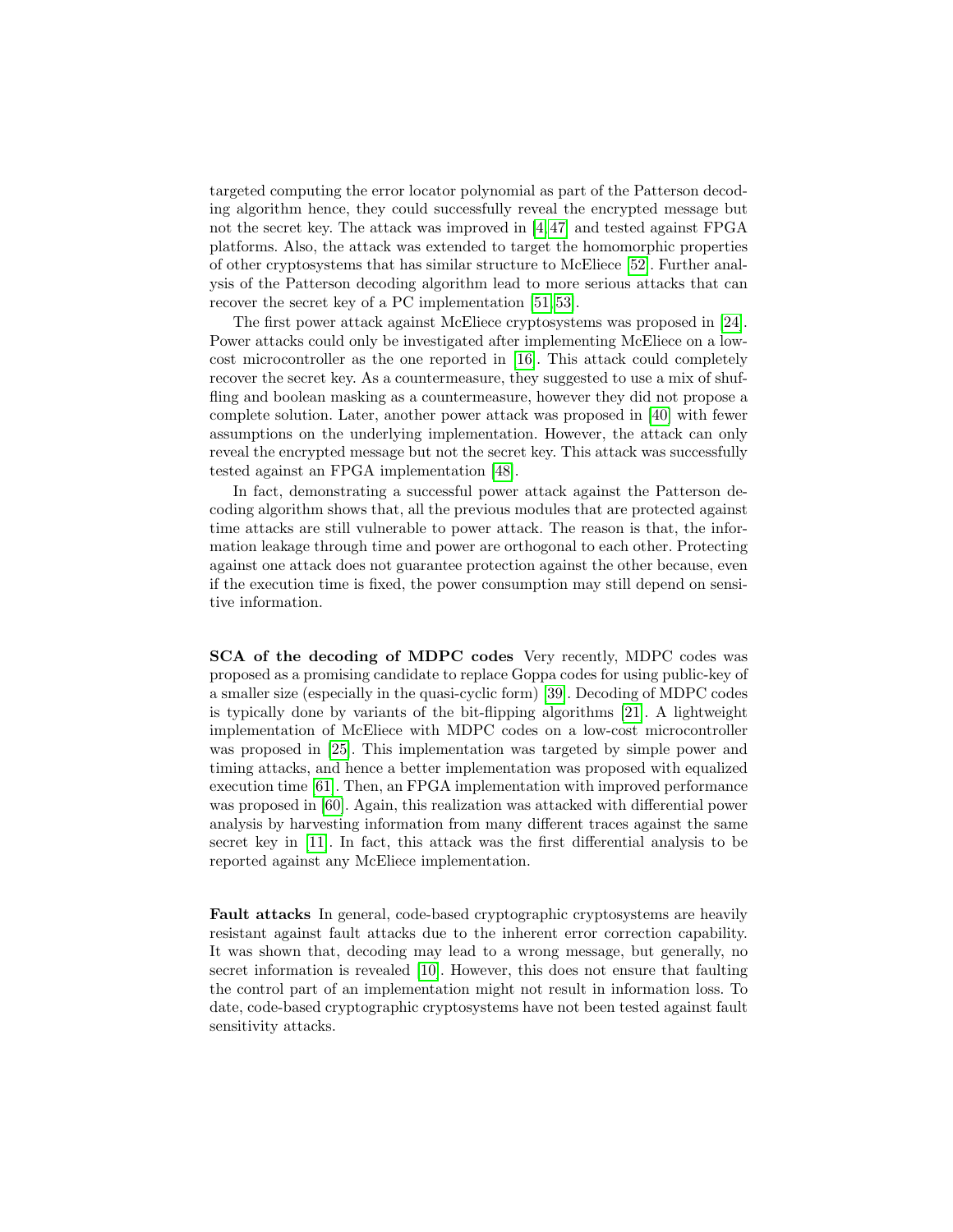targeted computing the error locator polynomial as part of the Patterson decoding algorithm hence, they could successfully reveal the encrypted message but not the secret key. The attack was improved in [4,47] and tested against FPGA platforms. Also, the attack was extended to target the homomorphic properties of other cryptosystems that has similar structure to McEliece [52]. Further analysis of the Patterson decoding algorithm lead to more serious attacks that can recover the secret key of a PC implementation [51,53].

The first power attack against McEliece cryptosystems was proposed in [24]. Power attacks could only be investigated after implementing McEliece on a low-cost microcontroller as the one reported in [16]. This attack could completely recover the secret key. As a countermeasure, they suggested to use a mix of shuffling and boolean masking as a countermeasure, however they did not propose a complete solution. Later, another power attack was proposed in [40] with fewer assumptions on the underlying implementation. However, the attack can only reveal the encrypted message but not the secret key. This attack was successfully tested against an FPGA implementation [48].

In fact, demonstrating a successful power attack against the Patterson decoding algorithm shows that, all the previous modules that are protected against time attacks are still vulnerable to power attack. The reason is that, the information leakage through time and power are orthogonal to each other. Protecting against one attack does not guarantee protection against the other because, even if the execution time is fixed, the power consumption may still depend on sensitive information.

**SCA of the decoding of MDPC codes** Very recently, MDPC codes was proposed as a promising candidate to replace Goppa codes for using public-key of a smaller size (especially in the quasi-cyclic form) [39]. Decoding of MDPC codes is typically done by variants of the bit-flipping algorithms [21]. A lightweight implementation of McEliece with MDPC codes on a low-cost microcontroller was proposed in [25]. This implementation was targeted by simple power and timing attacks, and hence a better implementation was proposed with equalized execution time [61]. Then, an FPGA implementation with improved performance was proposed in [60]. Again, this realization was attacked with differential power analysis by harvesting information from many different traces against the same secret key in [11]. In fact, this attack was the first differential analysis to be reported against any McEliece implementation.

**Fault attacks** In general, code-based cryptographic cryptosystems are heavily resistant against fault attacks due to the inherent error correction capability. It was shown that, decoding may lead to a wrong message, but generally, no secret information is revealed [10]. However, this does not ensure that faulting the control part of an implementation might not result in information loss. To date, code-based cryptographic cryptosystems have not been tested against fault sensitivity attacks.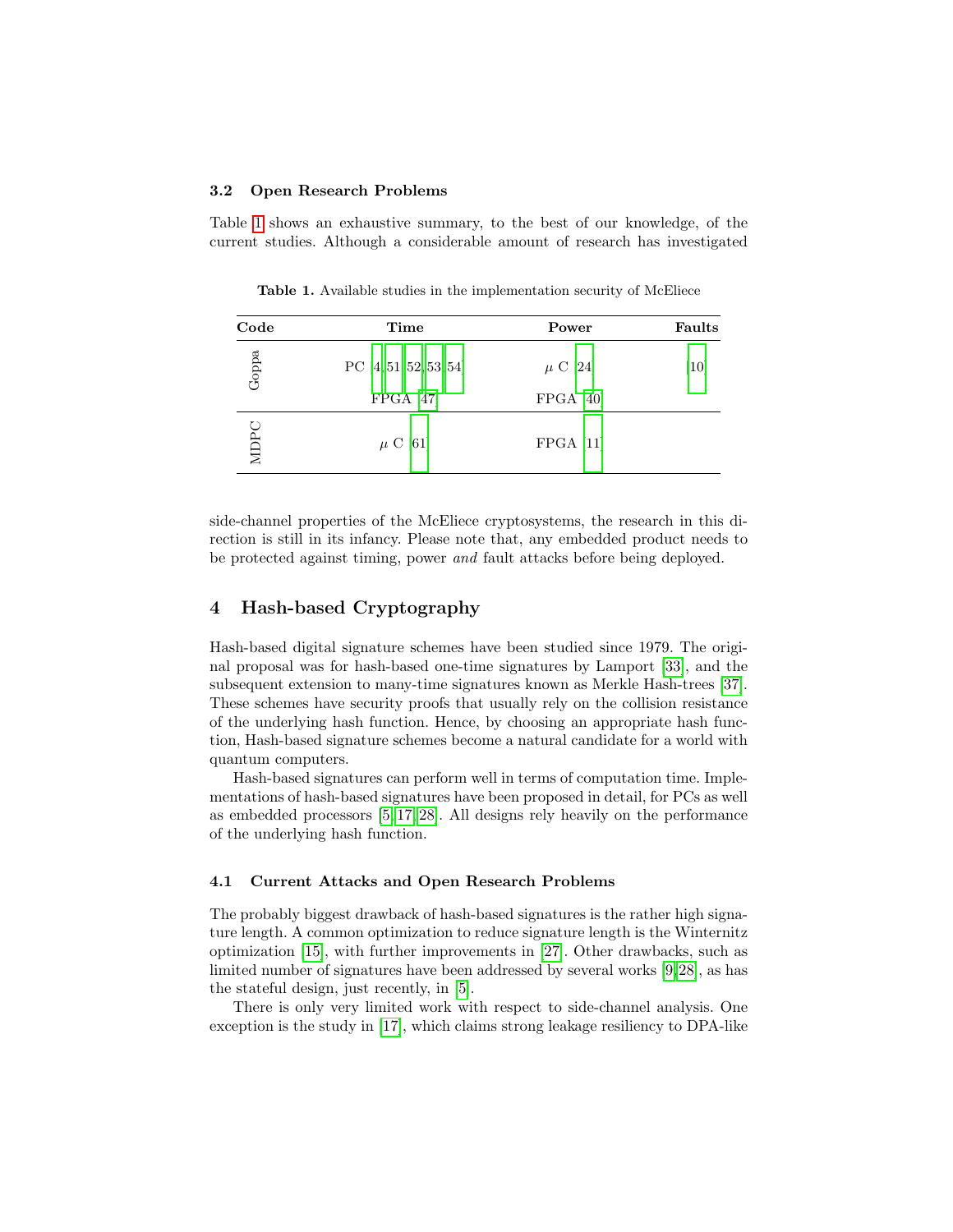### 3.2 Open Research Problems

Table 1 shows an exhaustive summary, to the best of our knowledge, of the current studies. Although a considerable amount of research has investigated

**Table 1.** Available studies in the implementation security of McEliece

| Code | Time | Power | Faults |
|---|---|---|---|
| Goppa | PC [4,51,52,53,54]<br>FPGA [47] | $\mu$ C [24]<br>FPGA [40] | [10] |
| MDPC | $\mu$ C [61] | FPGA [11] | |

side-channel properties of the McEliece cryptosystems, the research in this direction is still in its infancy. Please note that, any embedded product needs to be protected against timing, power *and* fault attacks before being deployed.

## 4 Hash-based Cryptography

Hash-based digital signature schemes have been studied since 1979. The original proposal was for hash-based one-time signatures by Lamport [33], and the subsequent extension to many-time signatures known as Merkle Hash-trees [37]. These schemes have security proofs that usually rely on the collision resistance of the underlying hash function. Hence, by choosing an appropriate hash function, Hash-based signature schemes become a natural candidate for a world with quantum computers.

Hash-based signatures can perform well in terms of computation time. Implementations of hash-based signatures have been proposed in detail, for PCs as well as embedded processors [5,17,28]. All designs rely heavily on the performance of the underlying hash function.

### 4.1 Current Attacks and Open Research Problems

The probably biggest drawback of hash-based signatures is the rather high signature length. A common optimization to reduce signature length is the Winternitz optimization [15], with further improvements in [27]. Other drawbacks, such as limited number of signatures have been addressed by several works [9,28], as has the stateful design, just recently, in [5].

There is only very limited work with respect to side-channel analysis. One exception is the study in [17], which claims strong leakage resiliency to DPA-like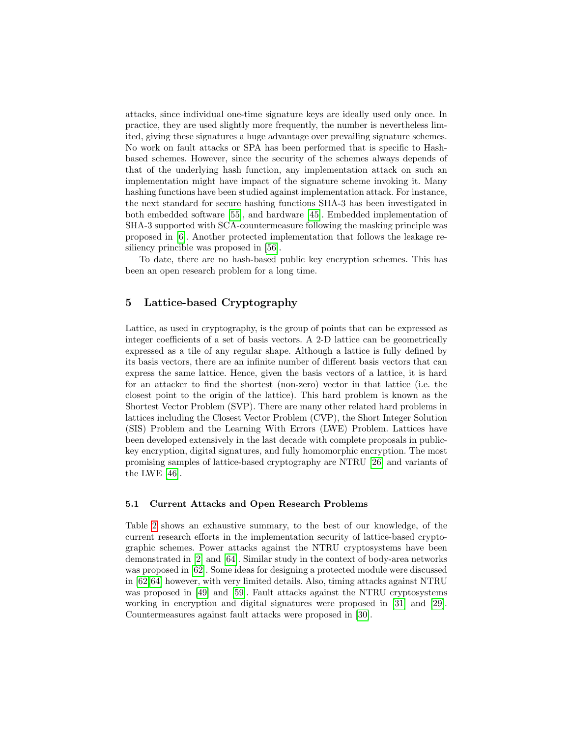attacks, since individual one-time signature keys are ideally used only once. In practice, they are used slightly more frequently, the number is nevertheless limited, giving these signatures a huge advantage over prevailing signature schemes. No work on fault attacks or SPA has been performed that is specific to Hash-based schemes. However, since the security of the schemes always depends of that of the underlying hash function, any implementation attack on such an implementation might have impact of the signature scheme invoking it. Many hashing functions have been studied against implementation attack. For instance, the next standard for secure hashing functions SHA-3 has been investigated in both embedded software [55], and hardware [45]. Embedded implementation of SHA-3 supported with SCA-countermeasure following the masking principle was proposed in [6]. Another protected implementation that follows the leakage resiliency principle was proposed in [56].

To date, there are no hash-based public key encryption schemes. This has been an open research problem for a long time.

## 5 Lattice-based Cryptography

Lattice, as used in cryptography, is the group of points that can be expressed as integer coefficients of a set of basis vectors. A 2-D lattice can be geometrically expressed as a tile of any regular shape. Although a lattice is fully defined by its basis vectors, there are an infinite number of different basis vectors that can express the same lattice. Hence, given the basis vectors of a lattice, it is hard for an attacker to find the shortest (non-zero) vector in that lattice (i.e. the closest point to the origin of the lattice). This hard problem is known as the Shortest Vector Problem (SVP). There are many other related hard problems in lattices including the Closest Vector Problem (CVP), the Short Integer Solution (SIS) Problem and the Learning With Errors (LWE) Problem. Lattices have been developed extensively in the last decade with complete proposals in public-key encryption, digital signatures, and fully homomorphic encryption. The most promising samples of lattice-based cryptography are NTRU [26] and variants of the LWE [46].

### 5.1 Current Attacks and Open Research Problems

Table 2 shows an exhaustive summary, to the best of our knowledge, of the current research efforts in the implementation security of lattice-based cryptographic schemes. Power attacks against the NTRU cryptosystems have been demonstrated in [2] and [64]. Similar study in the context of body-area networks was proposed in [62]. Some ideas for designing a protected module were discussed in [62,64] however, with very limited details. Also, timing attacks against NTRU was proposed in [49] and [59]. Fault attacks against the NTRU cryptosystems working in encryption and digital signatures were proposed in [31] and [29]. Countermeasures against fault attacks were proposed in [30].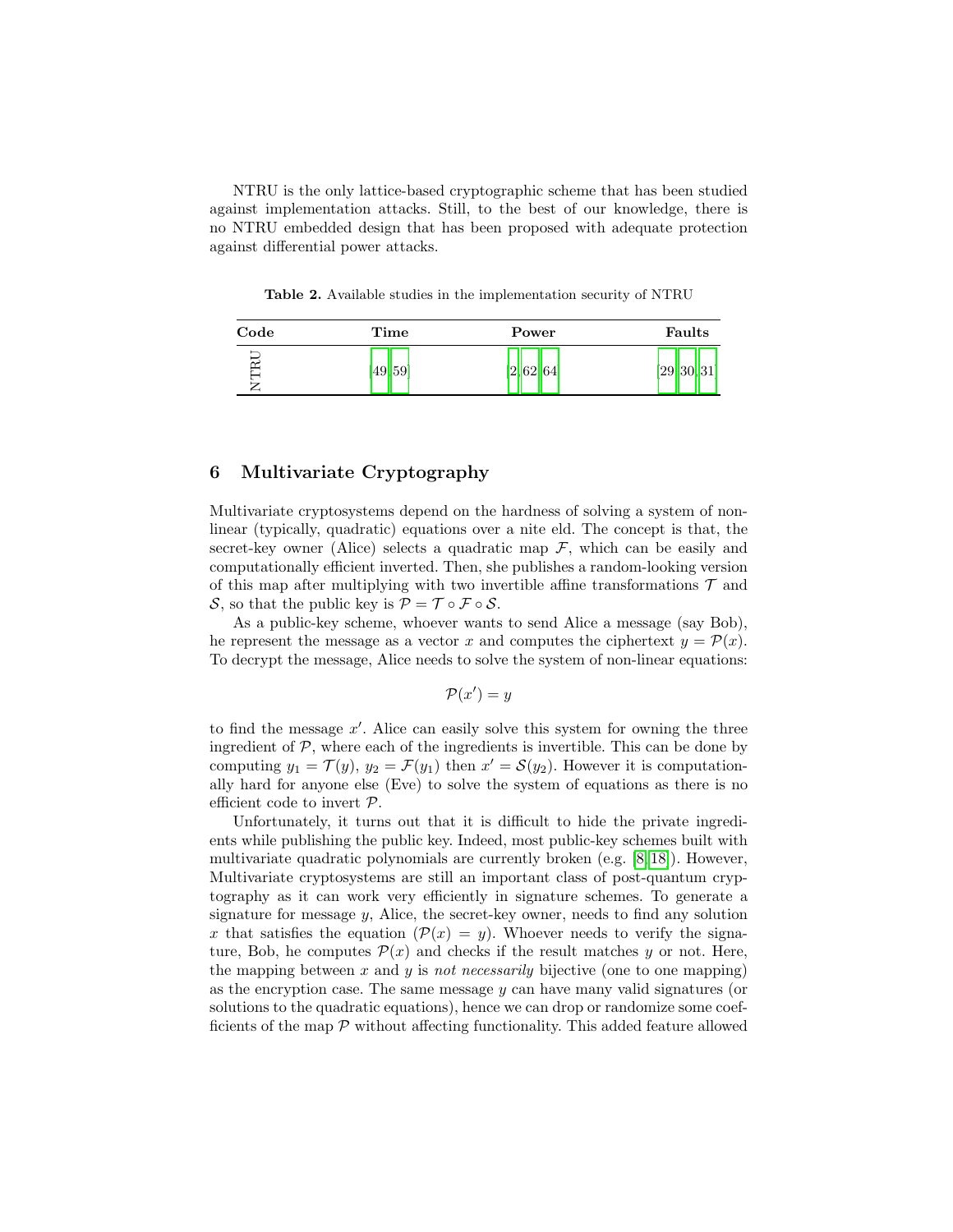NTRU is the only lattice-based cryptographic scheme that has been studied against implementation attacks. Still, to the best of our knowledge, there is no NTRU embedded design that has been proposed with adequate protection against differential power attacks.

**Table 2.** Available studies in the implementation security of NTRU

| Code | Time | Power | Faults |
|---|---|---|---|
| NTRU | [49,59] | [2,62,64] | [29,30,31] |

## 6 Multivariate Cryptography

Multivariate cryptosystems depend on the hardness of solving a system of non-linear (typically, quadratic) equations over a nite eld. The concept is that, the secret-key owner (Alice) selects a quadratic map $\mathcal{F}$, which can be easily and computationally efficient inverted. Then, she publishes a random-looking version of this map after multiplying with two invertible affine transformations $\mathcal{T}$ and $\mathcal{S}$, so that the public key is $\mathcal{P} = \mathcal{T} \circ \mathcal{F} \circ \mathcal{S}$.

As a public-key scheme, whoever wants to send Alice a message (say Bob), he represent the message as a vector $x$ and computes the ciphertext $y = \mathcal{P}(x)$. To decrypt the message, Alice needs to solve the system of non-linear equations:

$$\mathcal{P}(x') = y$$

to find the message $x'$. Alice can easily solve this system for owning the three ingredient of $\mathcal{P}$, where each of the ingredients is invertible. This can be done by computing $y_1 = \mathcal{T}(y)$, $y_2 = \mathcal{F}(y_1)$ then $x' = \mathcal{S}(y_2)$. However it is computationally hard for anyone else (Eve) to solve the system of equations as there is no efficient code to invert $\mathcal{P}$.

Unfortunately, it turns out that it is difficult to hide the private ingredients while publishing the public key. Indeed, most public-key schemes built with multivariate quadratic polynomials are currently broken (e.g. [8,18]). However, Multivariate cryptosystems are still an important class of post-quantum cryptography as it can work very efficiently in signature schemes. To generate a signature for message $y$, Alice, the secret-key owner, needs to find any solution $x$ that satisfies the equation ($\mathcal{P}(x) = y$). Whoever needs to verify the signature, Bob, he computes $\mathcal{P}(x)$ and checks if the result matches $y$ or not. Here, the mapping between $x$ and $y$ is *not necessarily* bijective (one to one mapping) as the encryption case. The same message $y$ can have many valid signatures (or solutions to the quadratic equations), hence we can drop or randomize some coefficients of the map $\mathcal{P}$ without affecting functionality. This added feature allowed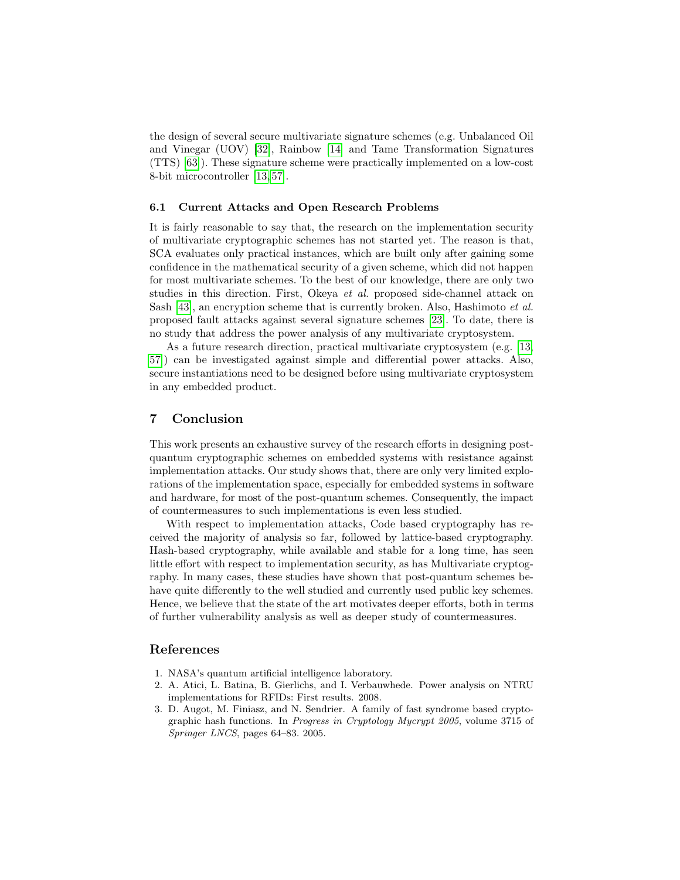the design of several secure multivariate signature schemes (e.g. Unbalanced Oil and Vinegar (UOV) [32], Rainbow [14] and Tame Transformation Signatures (TTS) [63]). These signature scheme were practically implemented on a low-cost 8-bit microcontroller [13,57].

### 6.1 Current Attacks and Open Research Problems

It is fairly reasonable to say that, the research on the implementation security of multivariate cryptographic schemes has not started yet. The reason is that, SCA evaluates only practical instances, which are built only after gaining some confidence in the mathematical security of a given scheme, which did not happen for most multivariate schemes. To the best of our knowledge, there are only two studies in this direction. First, Okeya *et al.* proposed side-channel attack on Sash [43], an encryption scheme that is currently broken. Also, Hashimoto *et al.* proposed fault attacks against several signature schemes [23]. To date, there is no study that address the power analysis of any multivariate cryptosystem.

As a future research direction, practical multivariate cryptosystem (e.g. [13, 57]) can be investigated against simple and differential power attacks. Also, secure instantiations need to be designed before using multivariate cryptosystem in any embedded product.

## 7 Conclusion

This work presents an exhaustive survey of the research efforts in designing post-quantum cryptographic schemes on embedded systems with resistance against implementation attacks. Our study shows that, there are only very limited explorations of the implementation space, especially for embedded systems in software and hardware, for most of the post-quantum schemes. Consequently, the impact of countermeasures to such implementations is even less studied.

With respect to implementation attacks, Code based cryptography has received the majority of analysis so far, followed by lattice-based cryptography. Hash-based cryptography, while available and stable for a long time, has seen little effort with respect to implementation security, as has Multivariate cryptography. In many cases, these studies have shown that post-quantum schemes behave quite differently to the well studied and currently used public key schemes. Hence, we believe that the state of the art motivates deeper efforts, both in terms of further vulnerability analysis as well as deeper study of countermeasures.

## References

1. NASA's quantum artificial intelligence laboratory.
2. A. Atici, L. Batina, B. Gierlichs, and I. Verbauwhede. Power analysis on NTRU implementations for RFIDs: First results. 2008.
3. D. Augot, M. Finiasz, and N. Sendrier. A family of fast syndrome based cryptographic hash functions. In *Progress in Cryptology Mycrypt 2005*, volume 3715 of *Springer LNCS*, pages 64–83. 2005.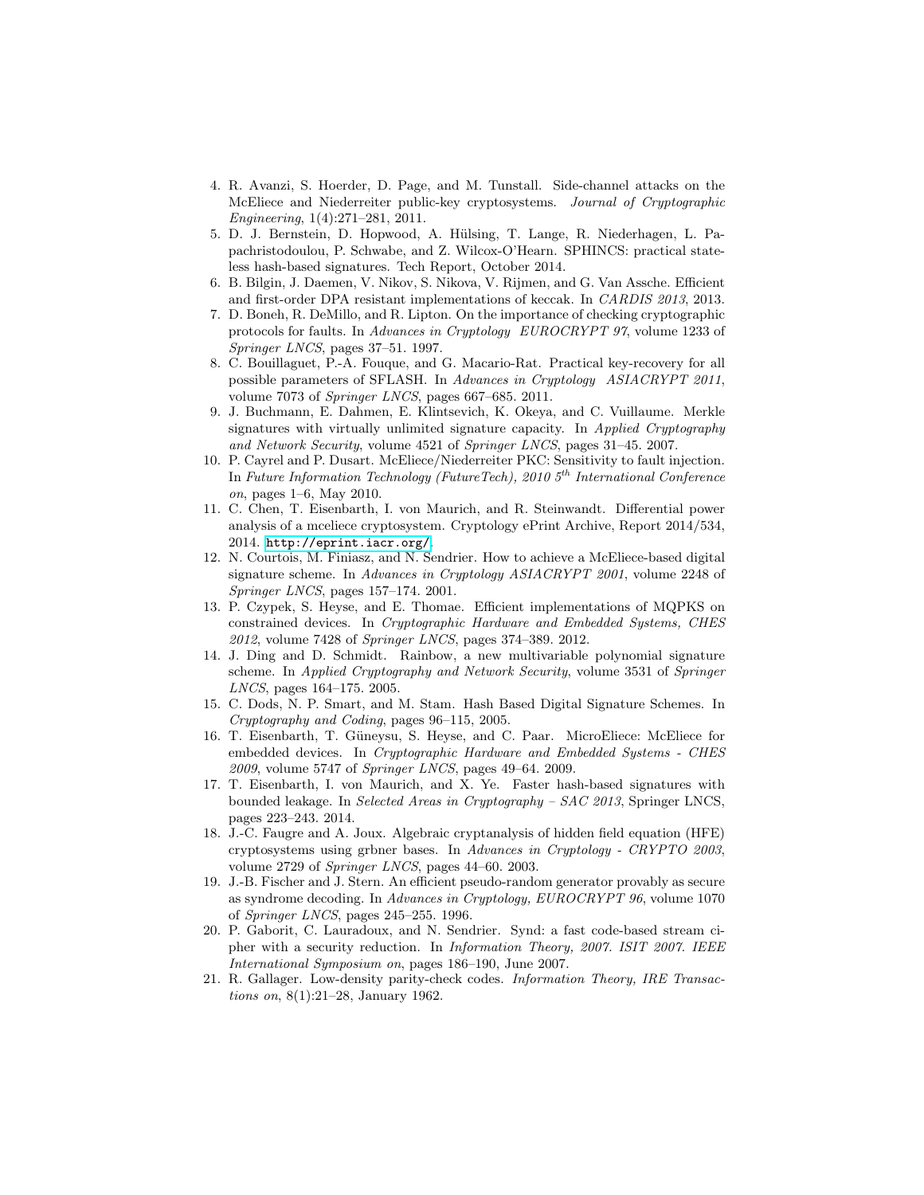4. R. Avanzi, S. Hoerder, D. Page, and M. Tunstall. Side-channel attacks on the McEliece and Niederreiter public-key cryptosystems. *Journal of Cryptographic Engineering*, 1(4):271–281, 2011.
5. D. J. Bernstein, D. Hopwood, A. Hülsing, T. Lange, R. Niederhagen, L. Papachristodoulou, P. Schwabe, and Z. Wilcox-O'Hearn. SPHINCS: practical stateless hash-based signatures. Tech Report, October 2014.
6. B. Bilgin, J. Daemen, V. Nikov, S. Nikova, V. Rijmen, and G. Van Assche. Efficient and first-order DPA resistant implementations of keccak. In *CARDIS 2013*, 2013.
7. D. Boneh, R. DeMillo, and R. Lipton. On the importance of checking cryptographic protocols for faults. In *Advances in Cryptology EUROCRYPT 97*, volume 1233 of *Springer LNCS*, pages 37–51. 1997.
8. C. Bouillaguet, P.-A. Fouque, and G. Macario-Rat. Practical key-recovery for all possible parameters of SFLASH. In *Advances in Cryptology ASIACRYPT 2011*, volume 7073 of *Springer LNCS*, pages 667–685. 2011.
9. J. Buchmann, E. Dahmen, E. Klintsevich, K. Okeya, and C. Vuillaume. Merkle signatures with virtually unlimited signature capacity. In *Applied Cryptography and Network Security*, volume 4521 of *Springer LNCS*, pages 31–45. 2007.
10. P. Cayrel and P. Dusart. McEliece/Niederreiter PKC: Sensitivity to fault injection. In *Future Information Technology (FutureTech), 2010 5<sup>th</sup> International Conference on*, pages 1–6, May 2010.
11. C. Chen, T. Eisenbarth, I. von Maurich, and R. Steinwandt. Differential power analysis of a mceliece cryptosystem. Cryptology ePrint Archive, Report 2014/534, 2014. http://eprint.iacr.org/.
12. N. Courtois, M. Finiasz, and N. Sendrier. How to achieve a McEliece-based digital signature scheme. In *Advances in Cryptology ASIACRYPT 2001*, volume 2248 of *Springer LNCS*, pages 157–174. 2001.
13. P. Czypek, S. Heyse, and E. Thomae. Efficient implementations of MQPKS on constrained devices. In *Cryptographic Hardware and Embedded Systems, CHES 2012*, volume 7428 of *Springer LNCS*, pages 374–389. 2012.
14. J. Ding and D. Schmidt. Rainbow, a new multivariable polynomial signature scheme. In *Applied Cryptography and Network Security*, volume 3531 of *Springer LNCS*, pages 164–175. 2005.
15. C. Dods, N. P. Smart, and M. Stam. Hash Based Digital Signature Schemes. In *Cryptography and Coding*, pages 96–115, 2005.
16. T. Eisenbarth, T. Güneysu, S. Heyse, and C. Paar. MicroEliece: McEliece for embedded devices. In *Cryptographic Hardware and Embedded Systems - CHES 2009*, volume 5747 of *Springer LNCS*, pages 49–64. 2009.
17. T. Eisenbarth, I. von Maurich, and X. Ye. Faster hash-based signatures with bounded leakage. In *Selected Areas in Cryptography – SAC 2013*, Springer LNCS, pages 223–243. 2014.
18. J.-C. Faugre and A. Joux. Algebraic cryptanalysis of hidden field equation (HFE) cryptosystems using grbner bases. In *Advances in Cryptology - CRYPTO 2003*, volume 2729 of *Springer LNCS*, pages 44–60. 2003.
19. J.-B. Fischer and J. Stern. An efficient pseudo-random generator provably as secure as syndrome decoding. In *Advances in Cryptology, EUROCRYPT 96*, volume 1070 of *Springer LNCS*, pages 245–255. 1996.
20. P. Gaborit, C. Lauradoux, and N. Sendrier. Synd: a fast code-based stream cipher with a security reduction. In *Information Theory, 2007. ISIT 2007. IEEE International Symposium on*, pages 186–190, June 2007.
21. R. Gallager. Low-density parity-check codes. *Information Theory, IRE Transactions on*, 8(1):21–28, January 1962.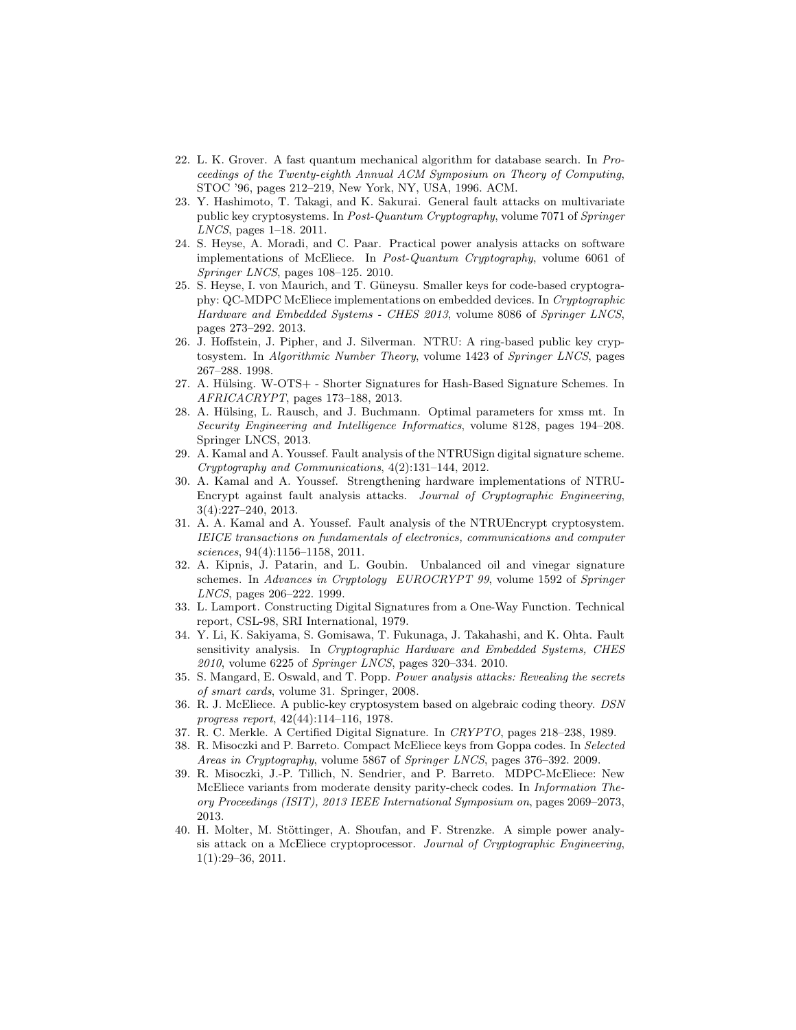22. L. K. Grover. A fast quantum mechanical algorithm for database search. In *Proceedings of the Twenty-eighth Annual ACM Symposium on Theory of Computing*, STOC '96, pages 212–219, New York, NY, USA, 1996. ACM.
23. Y. Hashimoto, T. Takagi, and K. Sakurai. General fault attacks on multivariate public key cryptosystems. In *Post-Quantum Cryptography*, volume 7071 of *Springer LNCS*, pages 1–18. 2011.
24. S. Heyse, A. Moradi, and C. Paar. Practical power analysis attacks on software implementations of McEliece. In *Post-Quantum Cryptography*, volume 6061 of *Springer LNCS*, pages 108–125. 2010.
25. S. Heyse, I. von Maurich, and T. Güneysu. Smaller keys for code-based cryptography: QC-MDPC McEliece implementations on embedded devices. In *Cryptographic Hardware and Embedded Systems - CHES 2013*, volume 8086 of *Springer LNCS*, pages 273–292. 2013.
26. J. Hoffstein, J. Pipher, and J. Silverman. NTRU: A ring-based public key cryptosystem. In *Algorithmic Number Theory*, volume 1423 of *Springer LNCS*, pages 267–288. 1998.
27. A. Hülsing. W-OTS+ - Shorter Signatures for Hash-Based Signature Schemes. In *AFRICACRYPT*, pages 173–188, 2013.
28. A. Hülsing, L. Rausch, and J. Buchmann. Optimal parameters for xmss mt. In *Security Engineering and Intelligence Informatics*, volume 8128, pages 194–208. Springer LNCS, 2013.
29. A. Kamal and A. Youssef. Fault analysis of the NTRUSign digital signature scheme. *Cryptography and Communications*, 4(2):131–144, 2012.
30. A. Kamal and A. Youssef. Strengthening hardware implementations of NTRUEncrypt against fault analysis attacks. *Journal of Cryptographic Engineering*, 3(4):227–240, 2013.
31. A. A. Kamal and A. Youssef. Fault analysis of the NTRUEncrypt cryptosystem. *IEICE transactions on fundamentals of electronics, communications and computer sciences*, 94(4):1156–1158, 2011.
32. A. Kipnis, J. Patarin, and L. Goubin. Unbalanced oil and vinegar signature schemes. In *Advances in Cryptology EUROCRYPT 99*, volume 1592 of *Springer LNCS*, pages 206–222. 1999.
33. L. Lamport. Constructing Digital Signatures from a One-Way Function. Technical report, CSL-98, SRI International, 1979.
34. Y. Li, K. Sakiyama, S. Gomisawa, T. Fukunaga, J. Takahashi, and K. Ohta. Fault sensitivity analysis. In *Cryptographic Hardware and Embedded Systems, CHES 2010*, volume 6225 of *Springer LNCS*, pages 320–334. 2010.
35. S. Mangard, E. Oswald, and T. Popp. *Power analysis attacks: Revealing the secrets of smart cards*, volume 31. Springer, 2008.
36. R. J. McEliece. A public-key cryptosystem based on algebraic coding theory. *DSN progress report*, 42(44):114–116, 1978.
37. R. C. Merkle. A Certified Digital Signature. In *CRYPTO*, pages 218–238, 1989.
38. R. Misoczki and P. Barreto. Compact McEliece keys from Goppa codes. In *Selected Areas in Cryptography*, volume 5867 of *Springer LNCS*, pages 376–392. 2009.
39. R. Misoczki, J.-P. Tillich, N. Sendrier, and P. Barreto. MDPC-McEliece: New McEliece variants from moderate density parity-check codes. In *Information Theory Proceedings (ISIT), 2013 IEEE International Symposium on*, pages 2069–2073, 2013.
40. H. Molter, M. Stöttinger, A. Shoufan, and F. Strenzke. A simple power analysis attack on a McEliece cryptoprocessor. *Journal of Cryptographic Engineering*, 1(1):29–36, 2011.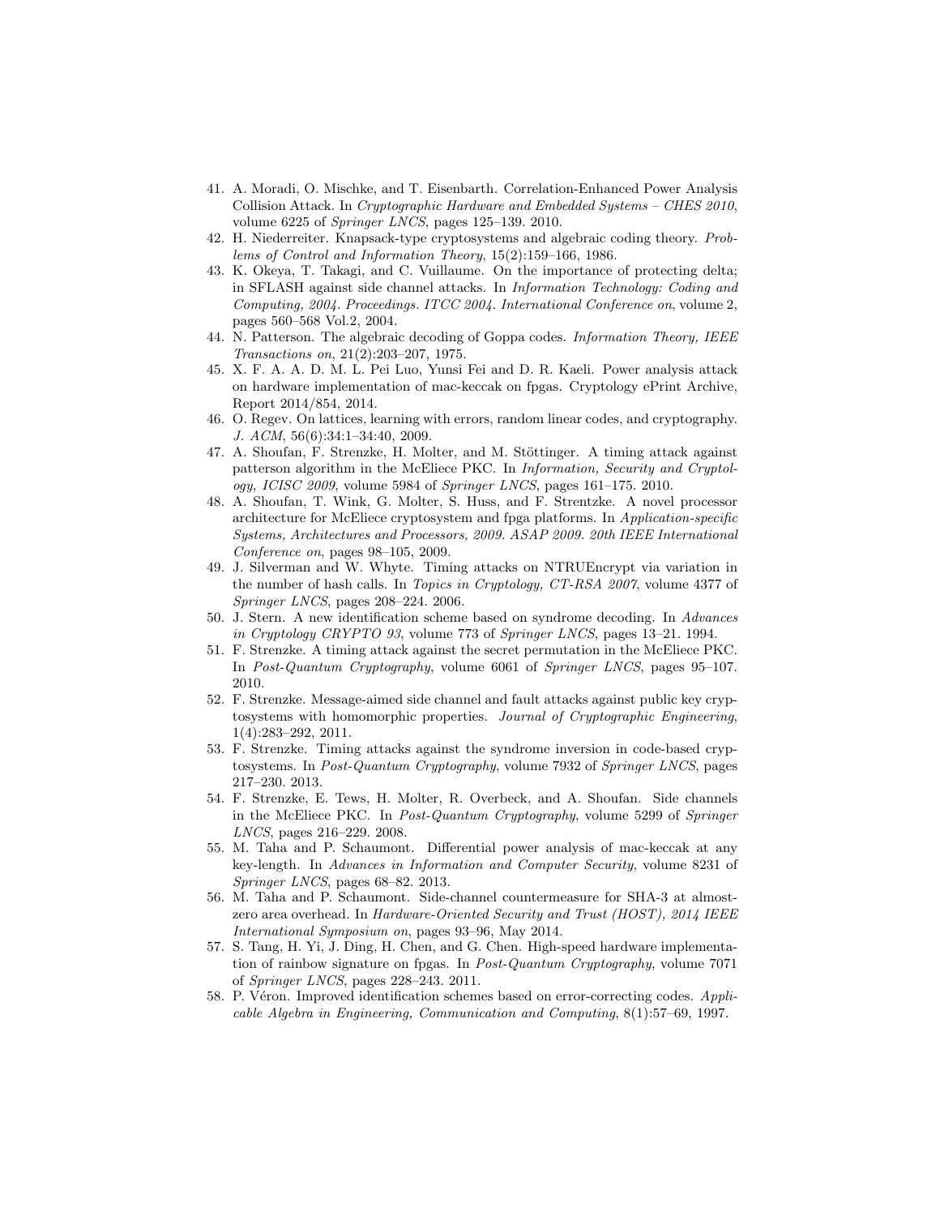41. A. Moradi, O. Mischke, and T. Eisenbarth. Correlation-Enhanced Power Analysis Collision Attack. In *Cryptographic Hardware and Embedded Systems – CHES 2010*, volume 6225 of *Springer LNCS*, pages 125–139. 2010.
42. H. Niederreiter. Knapsack-type cryptosystems and algebraic coding theory. *Problems of Control and Information Theory*, 15(2):159–166, 1986.
43. K. Okeya, T. Takagi, and C. Vuillaume. On the importance of protecting delta; in SFLASH against side channel attacks. In *Information Technology: Coding and Computing, 2004. Proceedings. ITCC 2004. International Conference on*, volume 2, pages 560–568 Vol.2, 2004.
44. N. Patterson. The algebraic decoding of Goppa codes. *Information Theory, IEEE Transactions on*, 21(2):203–207, 1975.
45. X. F. A. A. D. M. L. Pei Luo, Yunsi Fei and D. R. Kaeli. Power analysis attack on hardware implementation of mac-keccak on fpgas. Cryptology ePrint Archive, Report 2014/854, 2014.
46. O. Regev. On lattices, learning with errors, random linear codes, and cryptography. *J. ACM*, 56(6):34:1–34:40, 2009.
47. A. Shoufan, F. Strenzke, H. Molter, and M. Stöttinger. A timing attack against patterson algorithm in the McEliece PKC. In *Information, Security and Cryptology, ICISC 2009*, volume 5984 of *Springer LNCS*, pages 161–175. 2010.
48. A. Shoufan, T. Wink, G. Molter, S. Huss, and F. Strentzke. A novel processor architecture for McEliece cryptosystem and fpga platforms. In *Application-specific Systems, Architectures and Processors, 2009. ASAP 2009. 20th IEEE International Conference on*, pages 98–105, 2009.
49. J. Silverman and W. Whyte. Timing attacks on NTRUEncrypt via variation in the number of hash calls. In *Topics in Cryptology, CT-RSA 2007*, volume 4377 of *Springer LNCS*, pages 208–224. 2006.
50. J. Stern. A new identification scheme based on syndrome decoding. In *Advances in Cryptology CRYPTO 93*, volume 773 of *Springer LNCS*, pages 13–21. 1994.
51. F. Strenzke. A timing attack against the secret permutation in the McEliece PKC. In *Post-Quantum Cryptography*, volume 6061 of *Springer LNCS*, pages 95–107. 2010.
52. F. Strenzke. Message-aimed side channel and fault attacks against public key cryptosystems with homomorphic properties. *Journal of Cryptographic Engineering*, 1(4):283–292, 2011.
53. F. Strenzke. Timing attacks against the syndrome inversion in code-based cryptosystems. In *Post-Quantum Cryptography*, volume 7932 of *Springer LNCS*, pages 217–230. 2013.
54. F. Strenzke, E. Tews, H. Molter, R. Overbeck, and A. Shoufan. Side channels in the McEliece PKC. In *Post-Quantum Cryptography*, volume 5299 of *Springer LNCS*, pages 216–229. 2008.
55. M. Taha and P. Schaumont. Differential power analysis of mac-keccak at any key-length. In *Advances in Information and Computer Security*, volume 8231 of *Springer LNCS*, pages 68–82. 2013.
56. M. Taha and P. Schaumont. Side-channel countermeasure for SHA-3 at almost-zero area overhead. In *Hardware-Oriented Security and Trust (HOST), 2014 IEEE International Symposium on*, pages 93–96, May 2014.
57. S. Tang, H. Yi, J. Ding, H. Chen, and G. Chen. High-speed hardware implementation of rainbow signature on fpgas. In *Post-Quantum Cryptography*, volume 7071 of *Springer LNCS*, pages 228–243. 2011.
58. P. Véron. Improved identification schemes based on error-correcting codes. *Applicable Algebra in Engineering, Communication and Computing*, 8(1):57–69, 1997.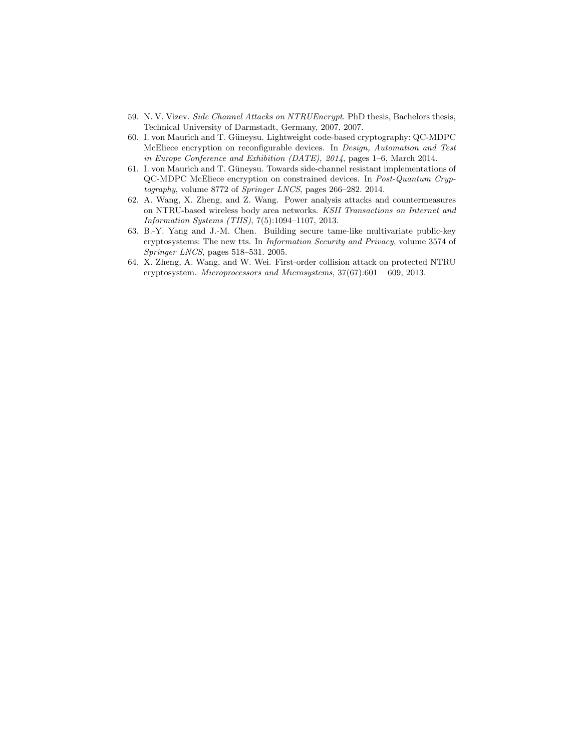59. N. V. Vizev. *Side Channel Attacks on NTRUEncrypt*. PhD thesis, Bachelors thesis, Technical University of Darmstadt, Germany, 2007, 2007.
60. I. von Maurich and T. Güneysu. Lightweight code-based cryptography: QC-MDPC McEliece encryption on reconfigurable devices. In *Design, Automation and Test in Europe Conference and Exhibition (DATE), 2014*, pages 1–6, March 2014.
61. I. von Maurich and T. Güneysu. Towards side-channel resistant implementations of QC-MDPC McEliece encryption on constrained devices. In *Post-Quantum Cryptography*, volume 8772 of *Springer LNCS*, pages 266–282. 2014.
62. A. Wang, X. Zheng, and Z. Wang. Power analysis attacks and countermeasures on NTRU-based wireless body area networks. *KSII Transactions on Internet and Information Systems (TIIS)*, 7(5):1094–1107, 2013.
63. B.-Y. Yang and J.-M. Chen. Building secure tame-like multivariate public-key cryptosystems: The new tts. In *Information Security and Privacy*, volume 3574 of *Springer LNCS*, pages 518–531. 2005.
64. X. Zheng, A. Wang, and W. Wei. First-order collision attack on protected NTRU cryptosystem. *Microprocessors and Microsystems*, 37(67):601 – 609, 2013.